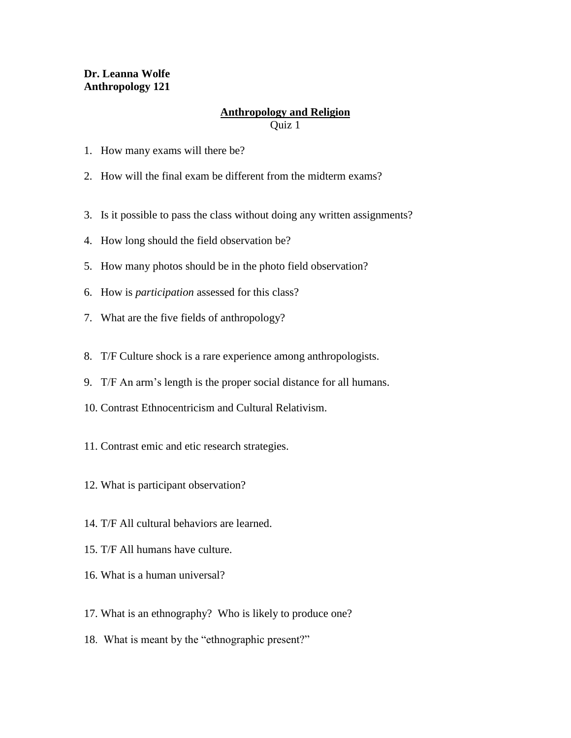**Dr. Leanna Wolfe**
**Anthropology 121**

## Anthropology and Religion

Quiz 1

1. How many exams will there be?
2. How will the final exam be different from the midterm exams?
3. Is it possible to pass the class without doing any written assignments?
4. How long should the field observation be?
5. How many photos should be in the photo field observation?
6. How is *participation* assessed for this class?
7. What are the five fields of anthropology?
8. T/F Culture shock is a rare experience among anthropologists.
9. T/F An arm's length is the proper social distance for all humans.
10. Contrast Ethnocentricism and Cultural Relativism.
11. Contrast emic and etic research strategies.
12. What is participant observation?

14. T/F All cultural behaviors are learned.
15. T/F All humans have culture.
16. What is a human universal?
17. What is an ethnography? Who is likely to produce one?
18. What is meant by the "ethnographic present?"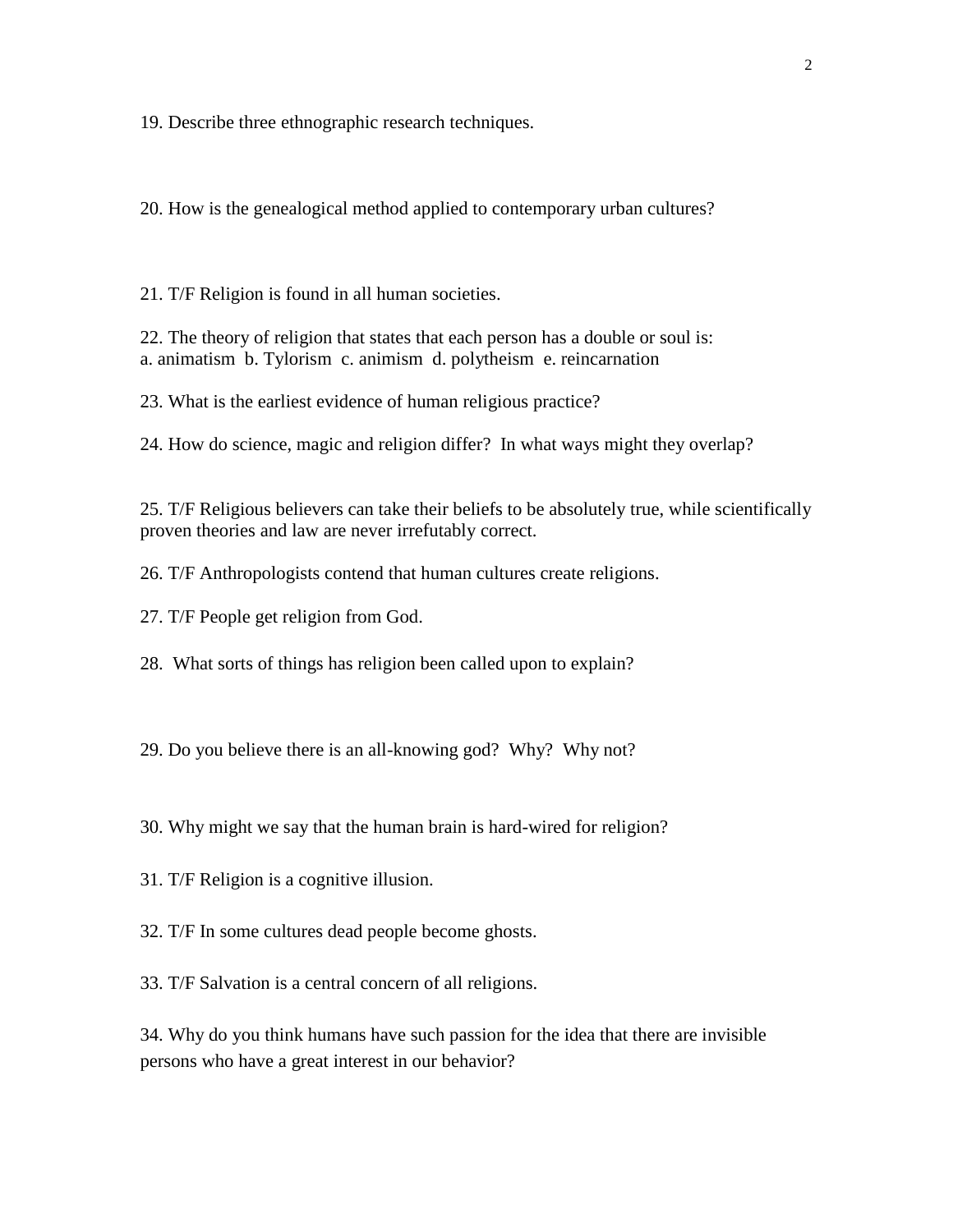19. Describe three ethnographic research techniques.

20. How is the genealogical method applied to contemporary urban cultures?

21. T/F Religion is found in all human societies.

22. The theory of religion that states that each person has a double or soul is:
a. animatism  b. Tylorism  c. animism  d. polytheism  e. reincarnation

23. What is the earliest evidence of human religious practice?

24. How do science, magic and religion differ?  In what ways might they overlap?

25. T/F Religious believers can take their beliefs to be absolutely true, while scientifically proven theories and law are never irrefutably correct.

26. T/F Anthropologists contend that human cultures create religions.

27. T/F People get religion from God.

28. What sorts of things has religion been called upon to explain?

29. Do you believe there is an all-knowing god?  Why?  Why not?

30. Why might we say that the human brain is hard-wired for religion?

31. T/F Religion is a cognitive illusion.

32. T/F In some cultures dead people become ghosts.

33. T/F Salvation is a central concern of all religions.

34. Why do you think humans have such passion for the idea that there are invisible persons who have a great interest in our behavior?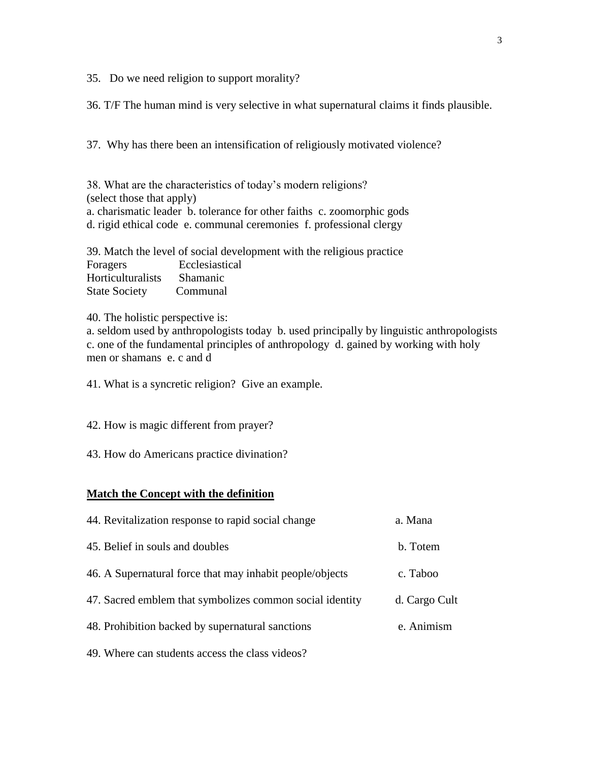35. Do we need religion to support morality?

36. T/F The human mind is very selective in what supernatural claims it finds plausible.

37. Why has there been an intensification of religiously motivated violence?

38. What are the characteristics of today's modern religions?
(select those that apply)
a. charismatic leader b. tolerance for other faiths c. zoomorphic gods
d. rigid ethical code e. communal ceremonies f. professional clergy

39. Match the level of social development with the religious practice

| | |
|---|---|
| Foragers | Ecclesiastical |
| Horticulturalists | Shamanic |
| State Society | Communal |

40. The holistic perspective is:
a. seldom used by anthropologists today b. used principally by linguistic anthropologists
c. one of the fundamental principles of anthropology d. gained by working with holy men or shamans e. c and d

41. What is a syncretic religion? Give an example.

42. How is magic different from prayer?

43. How do Americans practice divination?

## Match the Concept with the definition

| | |
|---|---|
| 44. Revitalization response to rapid social change | a. Mana |
| 45. Belief in souls and doubles | b. Totem |
| 46. A Supernatural force that may inhabit people/objects | c. Taboo |
| 47. Sacred emblem that symbolizes common social identity | d. Cargo Cult |
| 48. Prohibition backed by supernatural sanctions | e. Animism |

49. Where can students access the class videos?